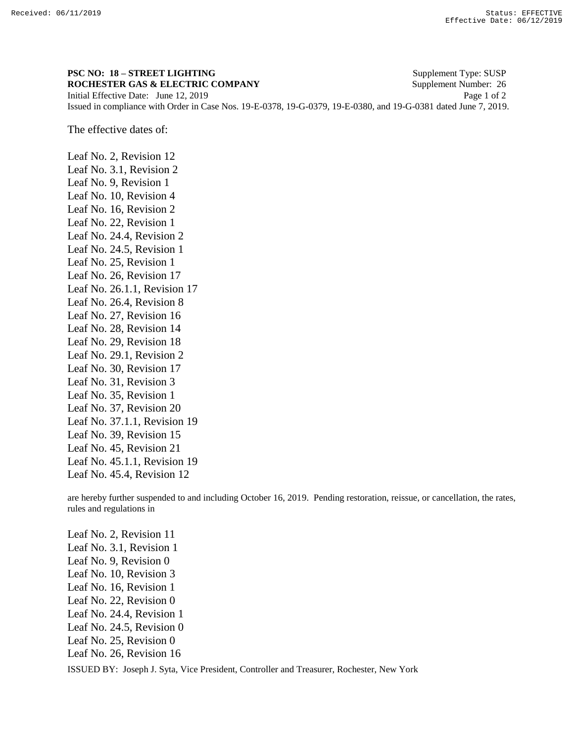**PSC NO: 18 – STREET LIGHTING** Supplement Type: SUSP
**ROCHESTER GAS & ELECTRIC COMPANY** Supplement Number: 26
Initial Effective Date: June 12, 2019
Issued in compliance with Order in Case Nos. 19-E-0378, 19-G-0379, 19-E-0380, and 19-G-0381 dated June 7, 2019.

The effective dates of:

Leaf No. 2, Revision 12
Leaf No. 3.1, Revision 2
Leaf No. 9, Revision 1
Leaf No. 10, Revision 4
Leaf No. 16, Revision 2
Leaf No. 22, Revision 1
Leaf No. 24.4, Revision 2
Leaf No. 24.5, Revision 1
Leaf No. 25, Revision 1
Leaf No. 26, Revision 17
Leaf No. 26.1.1, Revision 17
Leaf No. 26.4, Revision 8
Leaf No. 27, Revision 16
Leaf No. 28, Revision 14
Leaf No. 29, Revision 18
Leaf No. 29.1, Revision 2
Leaf No. 30, Revision 17
Leaf No. 31, Revision 3
Leaf No. 35, Revision 1
Leaf No. 37, Revision 20
Leaf No. 37.1.1, Revision 19
Leaf No. 39, Revision 15
Leaf No. 45, Revision 21
Leaf No. 45.1.1, Revision 19
Leaf No. 45.4, Revision 12

are hereby further suspended to and including October 16, 2019. Pending restoration, reissue, or cancellation, the rates, rules and regulations in

Leaf No. 2, Revision 11
Leaf No. 3.1, Revision 1
Leaf No. 9, Revision 0
Leaf No. 10, Revision 3
Leaf No. 16, Revision 1
Leaf No. 22, Revision 0
Leaf No. 24.4, Revision 1
Leaf No. 24.5, Revision 0
Leaf No. 25, Revision 0
Leaf No. 26, Revision 16

ISSUED BY: Joseph J. Syta, Vice President, Controller and Treasurer, Rochester, New York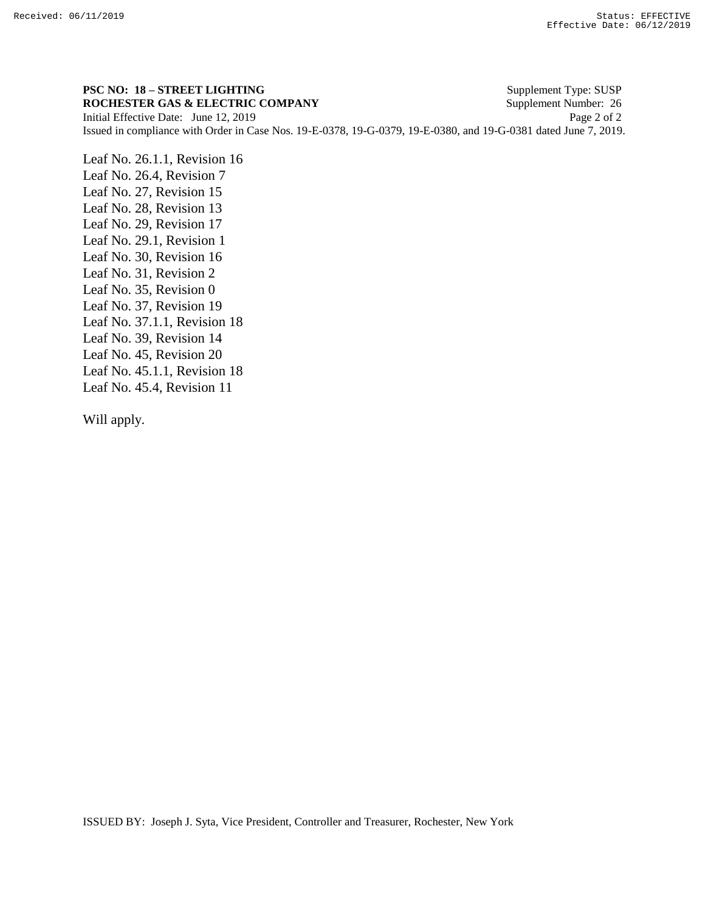**PSC NO: 18 – STREET LIGHTING** Supplement Type: SUSP
**ROCHESTER GAS & ELECTRIC COMPANY** Supplement Number: 26
Initial Effective Date: June 12, 2019
Issued in compliance with Order in Case Nos. 19-E-0378, 19-G-0379, 19-E-0380, and 19-G-0381 dated June 7, 2019.

Leaf No. 26.1.1, Revision 16
Leaf No. 26.4, Revision 7
Leaf No. 27, Revision 15
Leaf No. 28, Revision 13
Leaf No. 29, Revision 17
Leaf No. 29.1, Revision 1
Leaf No. 30, Revision 16
Leaf No. 31, Revision 2
Leaf No. 35, Revision 0
Leaf No. 37, Revision 19
Leaf No. 37.1.1, Revision 18
Leaf No. 39, Revision 14
Leaf No. 45, Revision 20
Leaf No. 45.1.1, Revision 18
Leaf No. 45.4, Revision 11

Will apply.

ISSUED BY: Joseph J. Syta, Vice President, Controller and Treasurer, Rochester, New York